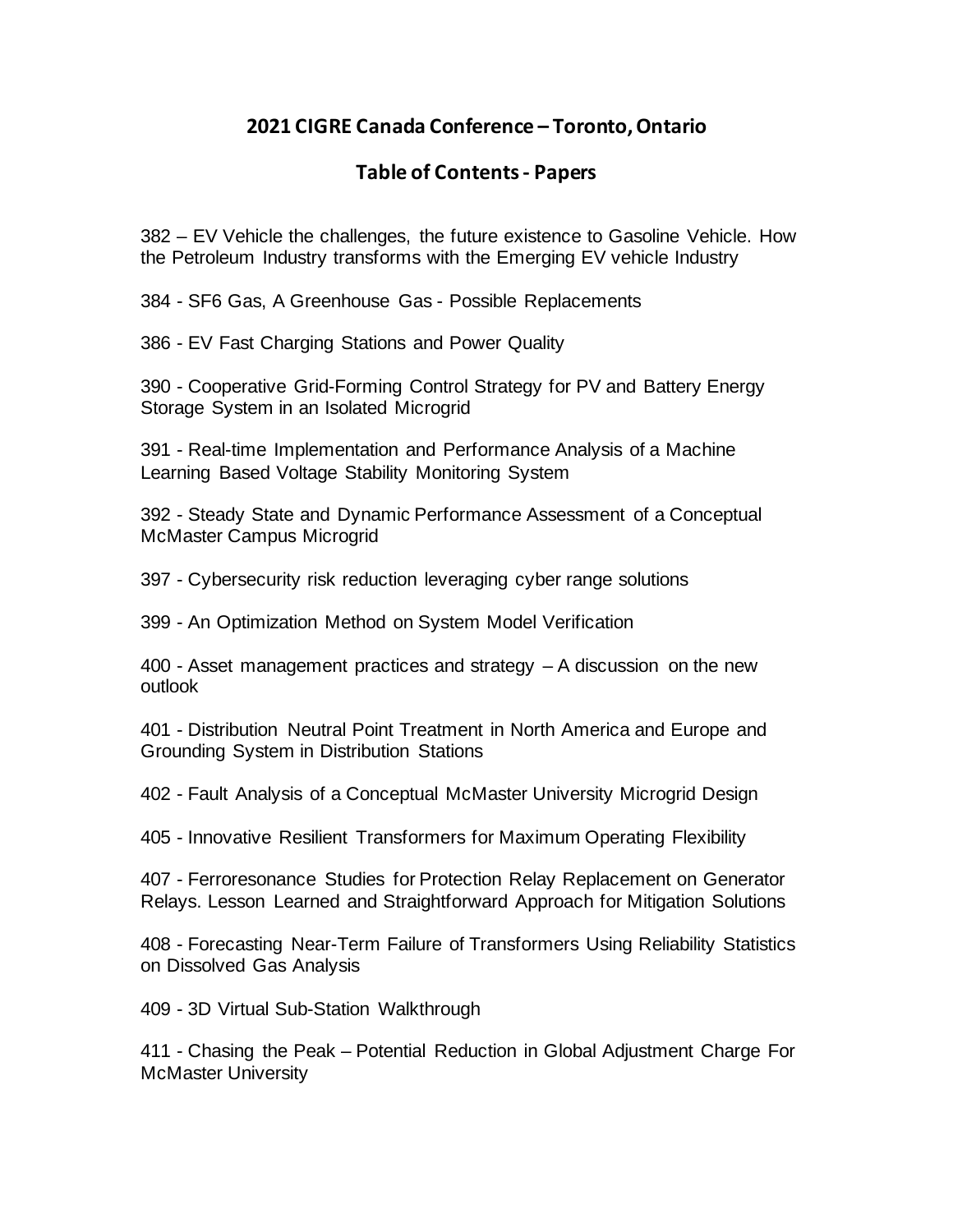## 2021 CIGRE Canada Conference – Toronto, Ontario

### Table of Contents - Papers

382 – EV Vehicle the challenges, the future existence to Gasoline Vehicle. How the Petroleum Industry transforms with the Emerging EV vehicle Industry

384 - SF6 Gas, A Greenhouse Gas - Possible Replacements

386 - EV Fast Charging Stations and Power Quality

390 - Cooperative Grid-Forming Control Strategy for PV and Battery Energy Storage System in an Isolated Microgrid

391 - Real-time Implementation and Performance Analysis of a Machine Learning Based Voltage Stability Monitoring System

392 - Steady State and Dynamic Performance Assessment of a Conceptual McMaster Campus Microgrid

397 - Cybersecurity risk reduction leveraging cyber range solutions

399 - An Optimization Method on System Model Verification

400 - Asset management practices and strategy – A discussion on the new outlook

401 - Distribution Neutral Point Treatment in North America and Europe and Grounding System in Distribution Stations

402 - Fault Analysis of a Conceptual McMaster University Microgrid Design

405 - Innovative Resilient Transformers for Maximum Operating Flexibility

407 - Ferroresonance Studies for Protection Relay Replacement on Generator Relays. Lesson Learned and Straightforward Approach for Mitigation Solutions

408 - Forecasting Near-Term Failure of Transformers Using Reliability Statistics on Dissolved Gas Analysis

409 - 3D Virtual Sub-Station Walkthrough

411 - Chasing the Peak – Potential Reduction in Global Adjustment Charge For McMaster University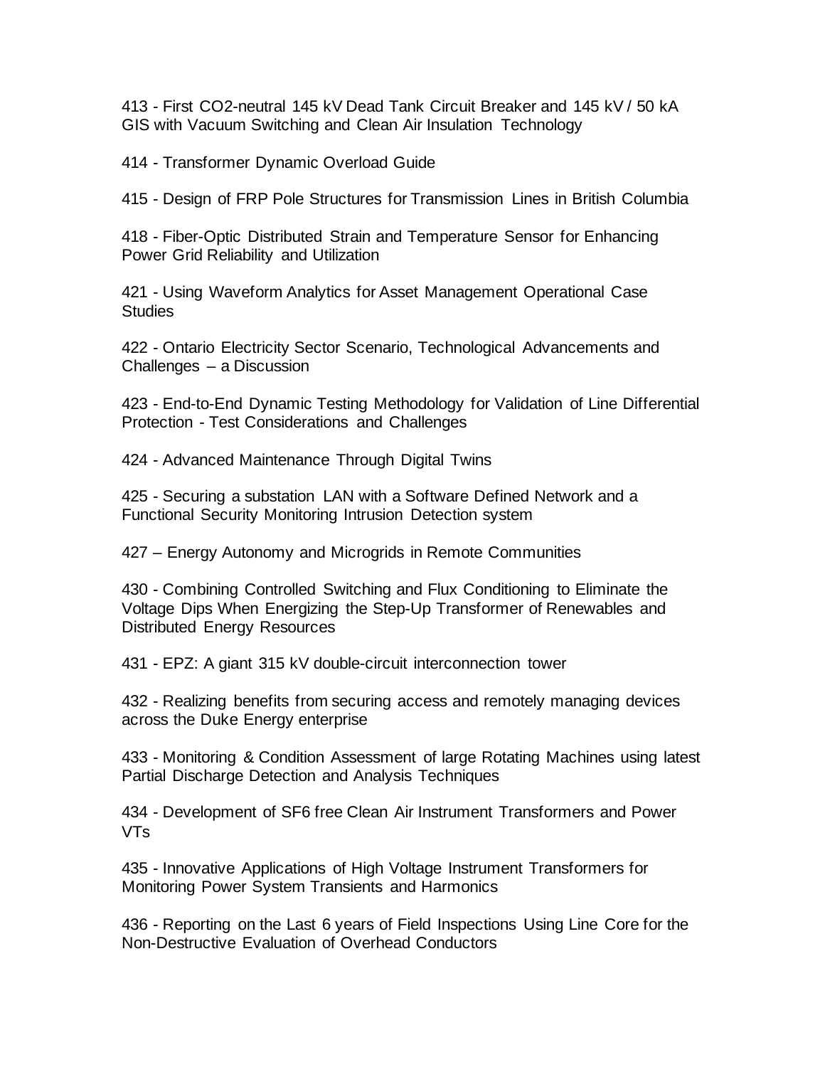413 - First CO2-neutral 145 kV Dead Tank Circuit Breaker and 145 kV / 50 kA GIS with Vacuum Switching and Clean Air Insulation Technology

414 - Transformer Dynamic Overload Guide

415 - Design of FRP Pole Structures for Transmission Lines in British Columbia

418 - Fiber-Optic Distributed Strain and Temperature Sensor for Enhancing Power Grid Reliability and Utilization

421 - Using Waveform Analytics for Asset Management Operational Case Studies

422 - Ontario Electricity Sector Scenario, Technological Advancements and Challenges – a Discussion

423 - End-to-End Dynamic Testing Methodology for Validation of Line Differential Protection - Test Considerations and Challenges

424 - Advanced Maintenance Through Digital Twins

425 - Securing a substation LAN with a Software Defined Network and a Functional Security Monitoring Intrusion Detection system

427 – Energy Autonomy and Microgrids in Remote Communities

430 - Combining Controlled Switching and Flux Conditioning to Eliminate the Voltage Dips When Energizing the Step-Up Transformer of Renewables and Distributed Energy Resources

431 - EPZ: A giant 315 kV double-circuit interconnection tower

432 - Realizing benefits from securing access and remotely managing devices across the Duke Energy enterprise

433 - Monitoring & Condition Assessment of large Rotating Machines using latest Partial Discharge Detection and Analysis Techniques

434 - Development of SF6 free Clean Air Instrument Transformers and Power VTs

435 - Innovative Applications of High Voltage Instrument Transformers for Monitoring Power System Transients and Harmonics

436 - Reporting on the Last 6 years of Field Inspections Using Line Core for the Non-Destructive Evaluation of Overhead Conductors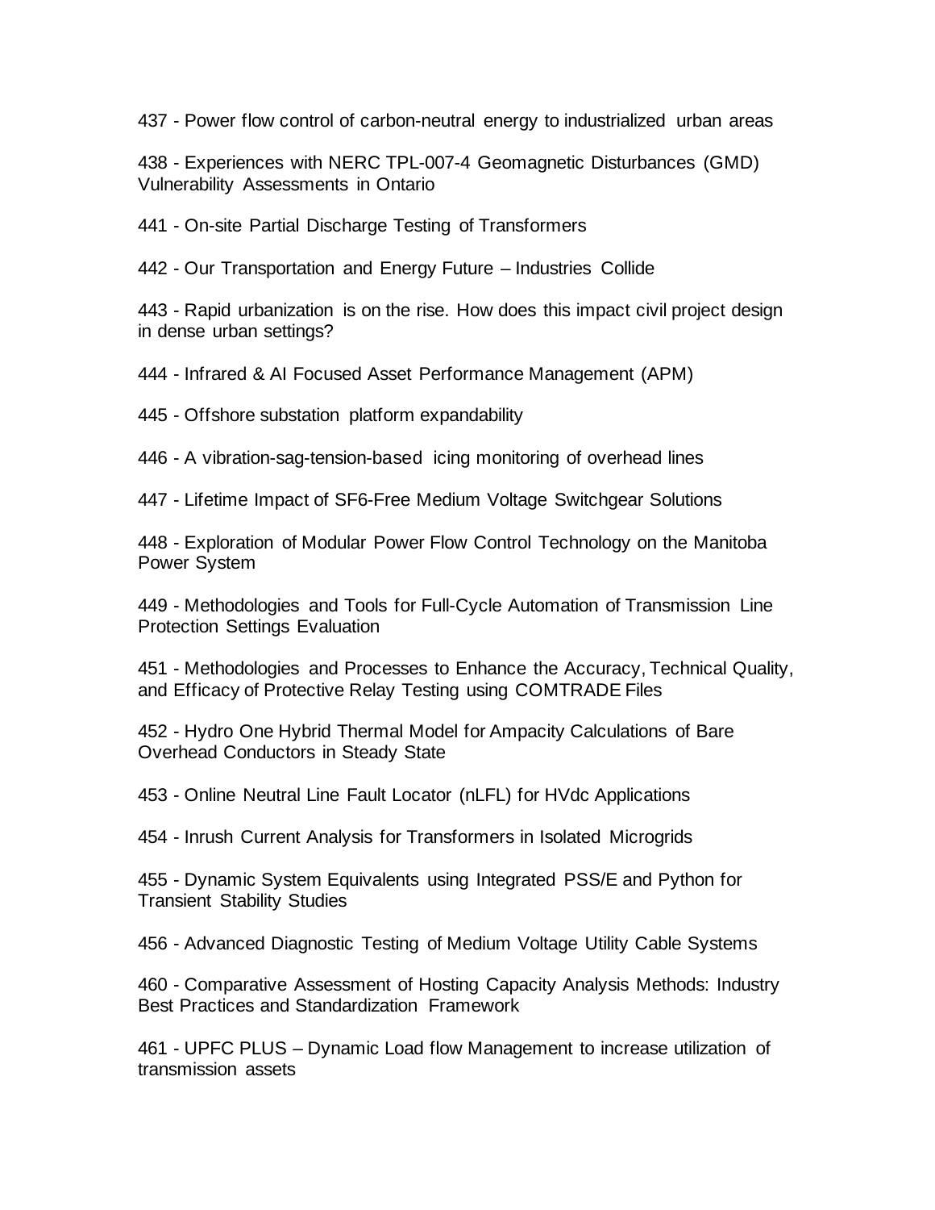437 - Power flow control of carbon-neutral energy to industrialized urban areas

438 - Experiences with NERC TPL-007-4 Geomagnetic Disturbances (GMD) Vulnerability Assessments in Ontario

441 - On-site Partial Discharge Testing of Transformers

442 - Our Transportation and Energy Future – Industries Collide

443 - Rapid urbanization is on the rise. How does this impact civil project design in dense urban settings?

444 - Infrared & AI Focused Asset Performance Management (APM)

445 - Offshore substation platform expandability

446 - A vibration-sag-tension-based icing monitoring of overhead lines

447 - Lifetime Impact of SF6-Free Medium Voltage Switchgear Solutions

448 - Exploration of Modular Power Flow Control Technology on the Manitoba Power System

449 - Methodologies and Tools for Full-Cycle Automation of Transmission Line Protection Settings Evaluation

451 - Methodologies and Processes to Enhance the Accuracy, Technical Quality, and Efficacy of Protective Relay Testing using COMTRADE Files

452 - Hydro One Hybrid Thermal Model for Ampacity Calculations of Bare Overhead Conductors in Steady State

453 - Online Neutral Line Fault Locator (nLFL) for HVdc Applications

454 - Inrush Current Analysis for Transformers in Isolated Microgrids

455 - Dynamic System Equivalents using Integrated PSS/E and Python for Transient Stability Studies

456 - Advanced Diagnostic Testing of Medium Voltage Utility Cable Systems

460 - Comparative Assessment of Hosting Capacity Analysis Methods: Industry Best Practices and Standardization Framework

461 - UPFC PLUS – Dynamic Load flow Management to increase utilization of transmission assets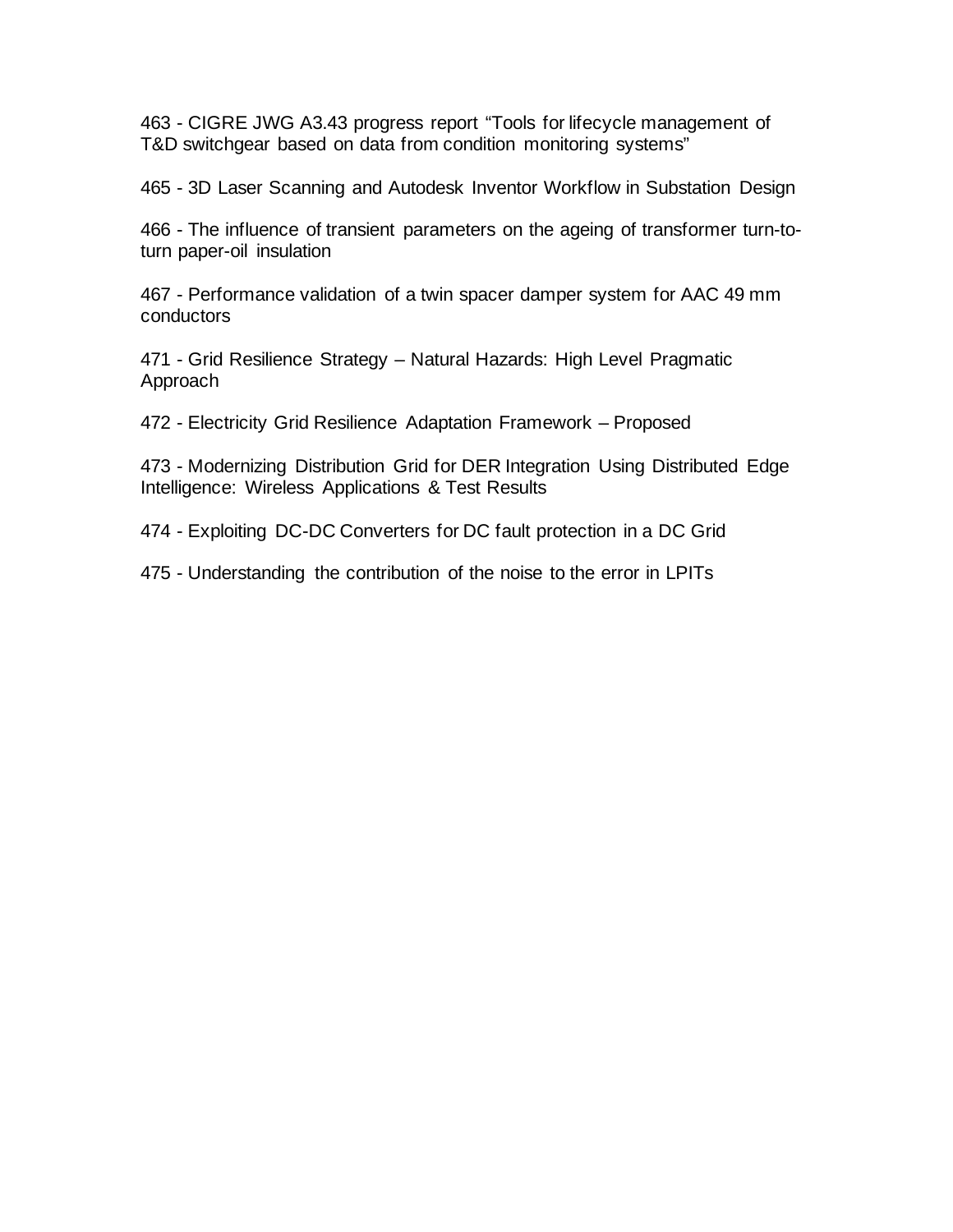463 - CIGRE JWG A3.43 progress report “Tools for lifecycle management of T&D switchgear based on data from condition monitoring systems”

465 - 3D Laser Scanning and Autodesk Inventor Workflow in Substation Design

466 - The influence of transient parameters on the ageing of transformer turn-to-turn paper-oil insulation

467 - Performance validation of a twin spacer damper system for AAC 49 mm conductors

471 - Grid Resilience Strategy – Natural Hazards: High Level Pragmatic Approach

472 - Electricity Grid Resilience Adaptation Framework – Proposed

473 - Modernizing Distribution Grid for DER Integration Using Distributed Edge Intelligence: Wireless Applications & Test Results

474 - Exploiting DC-DC Converters for DC fault protection in a DC Grid

475 - Understanding the contribution of the noise to the error in LPITs